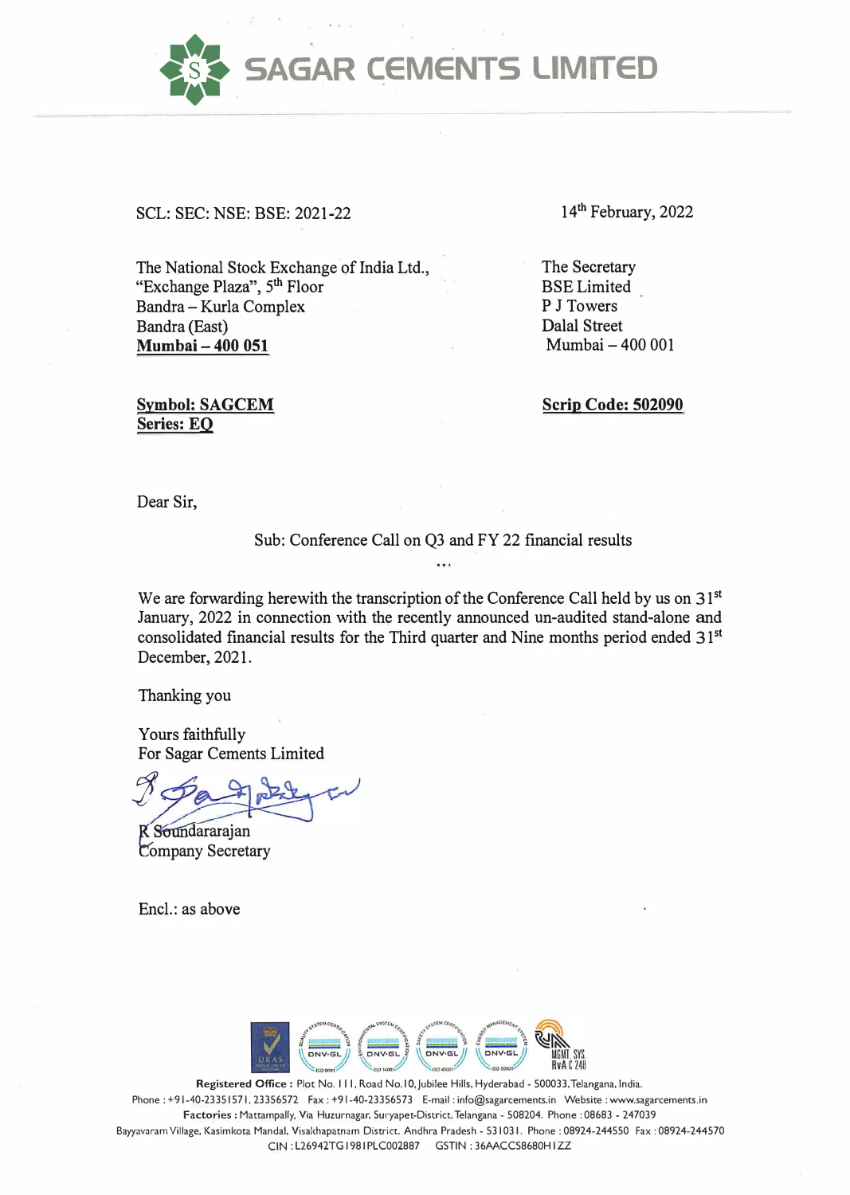# SAGAR CEMENTS LIMITED

SCL: SEC: NSE: BSE: 2021-22

14th February, 2022

The National Stock Exchange of India Ltd.,
"Exchange Plaza", 5th Floor
Bandra – Kurla Complex
Bandra (East)
**Mumbai – 400 051**

The Secretary
BSE Limited
P J Towers
Dalal Street
Mumbai – 400 001

**Symbol: SAGCEM**
**Series: EQ**

**Scrip Code: 502090**

Dear Sir,

Sub: Conference Call on Q3 and FY 22 financial results

...

We are forwarding herewith the transcription of the Conference Call held by us on 31st January, 2022 in connection with the recently announced un-audited stand-alone and consolidated financial results for the Third quarter and Nine months period ended 31st December, 2021.

Thanking you

Yours faithfully
For Sagar Cements Limited

R Soundararajan
Company Secretary

Encl.: as above

**Registered Office :** Plot No. 111, Road No.10, Jubilee Hills, Hyderabad - 500033, Telangana, India.
Phone : +91-40-23351571, 23356572 Fax : +91-40-23356573 E-mail : info@sagarcements.in Website : www.sagarcements.in
**Factories :** Mattampally, Via Huzurnagar, Suryapet-District, Telangana - 508204. Phone : 08683 - 247039
Bayyavaram Village, Kasimkota Mandal, Visakhapatnam District. Andhra Pradesh - 531031. Phone : 08924-244550 Fax : 08924-244570
CIN : L26942TG1981PLC002887 GSTIN : 36AACCS8680H1ZZ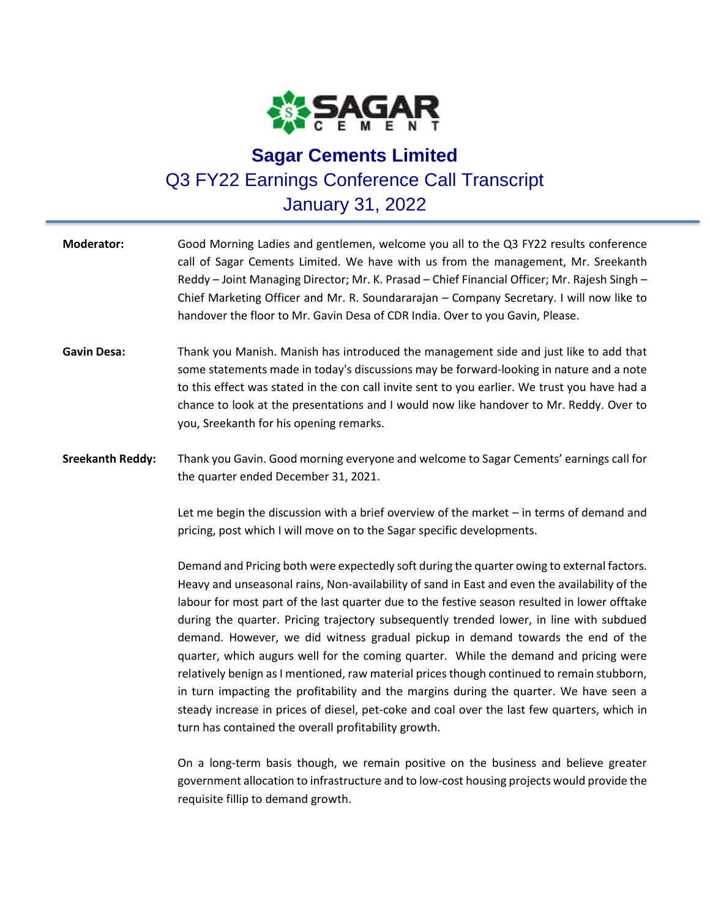# Sagar Cements Limited

## Q3 FY22 Earnings Conference Call Transcript

## January 31, 2022

**Moderator:** Good Morning Ladies and gentlemen, welcome you all to the Q3 FY22 results conference call of Sagar Cements Limited. We have with us from the management, Mr. Sreekanth Reddy – Joint Managing Director; Mr. K. Prasad – Chief Financial Officer; Mr. Rajesh Singh – Chief Marketing Officer and Mr. R. Soundararajan – Company Secretary. I will now like to handover the floor to Mr. Gavin Desa of CDR India. Over to you Gavin, Please.

**Gavin Desa:** Thank you Manish. Manish has introduced the management side and just like to add that some statements made in today's discussions may be forward-looking in nature and a note to this effect was stated in the con call invite sent to you earlier. We trust you have had a chance to look at the presentations and I would now like handover to Mr. Reddy. Over to you, Sreekanth for his opening remarks.

**Sreekanth Reddy:** Thank you Gavin. Good morning everyone and welcome to Sagar Cements' earnings call for the quarter ended December 31, 2021.

Let me begin the discussion with a brief overview of the market – in terms of demand and pricing, post which I will move on to the Sagar specific developments.

Demand and Pricing both were expectedly soft during the quarter owing to external factors. Heavy and unseasonal rains, Non-availability of sand in East and even the availability of the labour for most part of the last quarter due to the festive season resulted in lower offtake during the quarter. Pricing trajectory subsequently trended lower, in line with subdued demand. However, we did witness gradual pickup in demand towards the end of the quarter, which augurs well for the coming quarter. While the demand and pricing were relatively benign as I mentioned, raw material prices though continued to remain stubborn, in turn impacting the profitability and the margins during the quarter. We have seen a steady increase in prices of diesel, pet-coke and coal over the last few quarters, which in turn has contained the overall profitability growth.

On a long-term basis though, we remain positive on the business and believe greater government allocation to infrastructure and to low-cost housing projects would provide the requisite fillip to demand growth.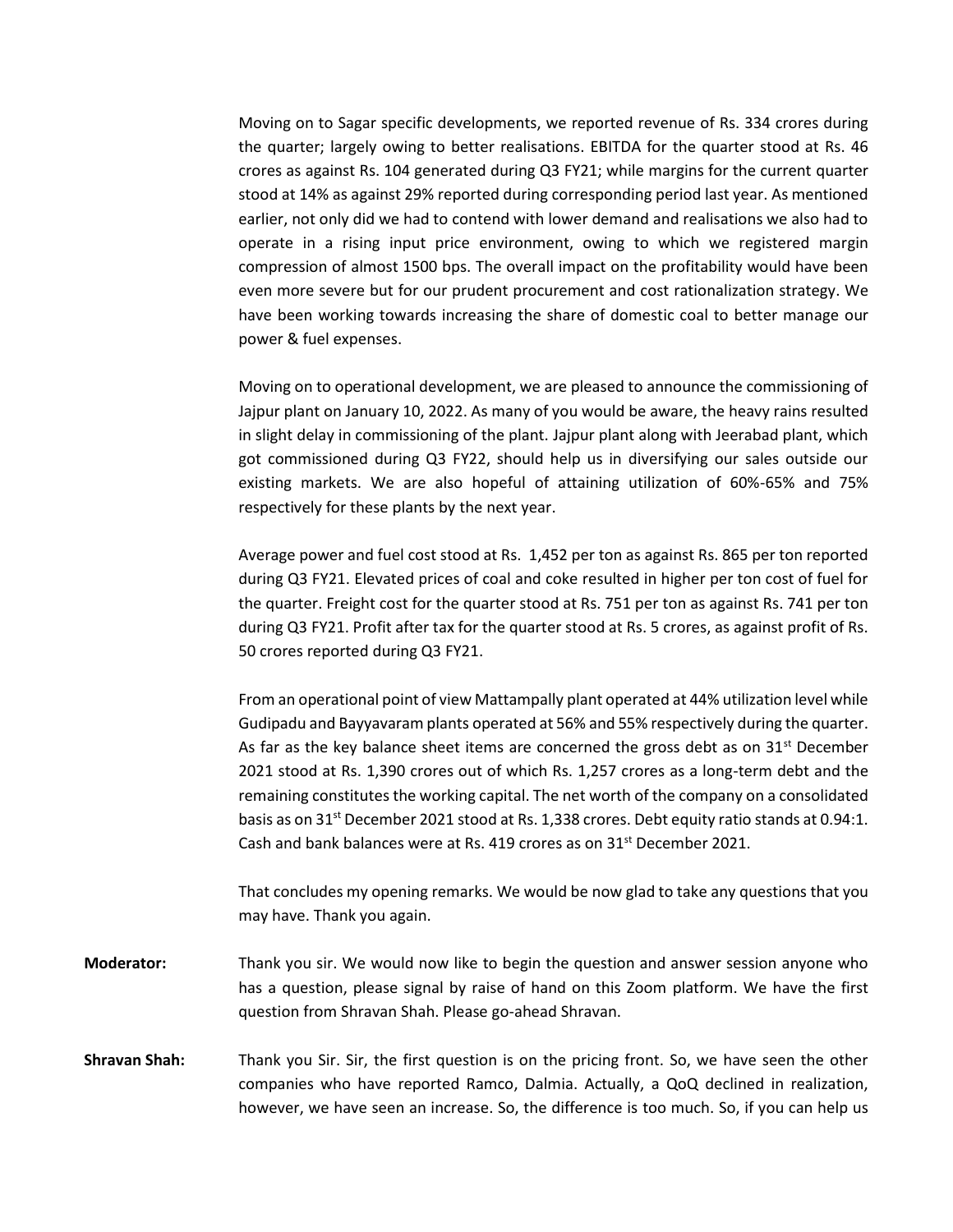Moving on to Sagar specific developments, we reported revenue of Rs. 334 crores during the quarter; largely owing to better realisations. EBITDA for the quarter stood at Rs. 46 crores as against Rs. 104 generated during Q3 FY21; while margins for the current quarter stood at 14% as against 29% reported during corresponding period last year. As mentioned earlier, not only did we had to contend with lower demand and realisations we also had to operate in a rising input price environment, owing to which we registered margin compression of almost 1500 bps. The overall impact on the profitability would have been even more severe but for our prudent procurement and cost rationalization strategy. We have been working towards increasing the share of domestic coal to better manage our power & fuel expenses.

Moving on to operational development, we are pleased to announce the commissioning of Jajpur plant on January 10, 2022. As many of you would be aware, the heavy rains resulted in slight delay in commissioning of the plant. Jajpur plant along with Jeerabad plant, which got commissioned during Q3 FY22, should help us in diversifying our sales outside our existing markets. We are also hopeful of attaining utilization of 60%-65% and 75% respectively for these plants by the next year.

Average power and fuel cost stood at Rs. 1,452 per ton as against Rs. 865 per ton reported during Q3 FY21. Elevated prices of coal and coke resulted in higher per ton cost of fuel for the quarter. Freight cost for the quarter stood at Rs. 751 per ton as against Rs. 741 per ton during Q3 FY21. Profit after tax for the quarter stood at Rs. 5 crores, as against profit of Rs. 50 crores reported during Q3 FY21.

From an operational point of view Mattampally plant operated at 44% utilization level while Gudipadu and Bayyavaram plants operated at 56% and 55% respectively during the quarter. As far as the key balance sheet items are concerned the gross debt as on 31st December 2021 stood at Rs. 1,390 crores out of which Rs. 1,257 crores as a long-term debt and the remaining constitutes the working capital. The net worth of the company on a consolidated basis as on 31st December 2021 stood at Rs. 1,338 crores. Debt equity ratio stands at 0.94:1. Cash and bank balances were at Rs. 419 crores as on 31st December 2021.

That concludes my opening remarks. We would be now glad to take any questions that you may have. Thank you again.

**Moderator:** Thank you sir. We would now like to begin the question and answer session anyone who has a question, please signal by raise of hand on this Zoom platform. We have the first question from Shravan Shah. Please go-ahead Shravan.

**Shravan Shah:** Thank you Sir. Sir, the first question is on the pricing front. So, we have seen the other companies who have reported Ramco, Dalmia. Actually, a QoQ declined in realization, however, we have seen an increase. So, the difference is too much. So, if you can help us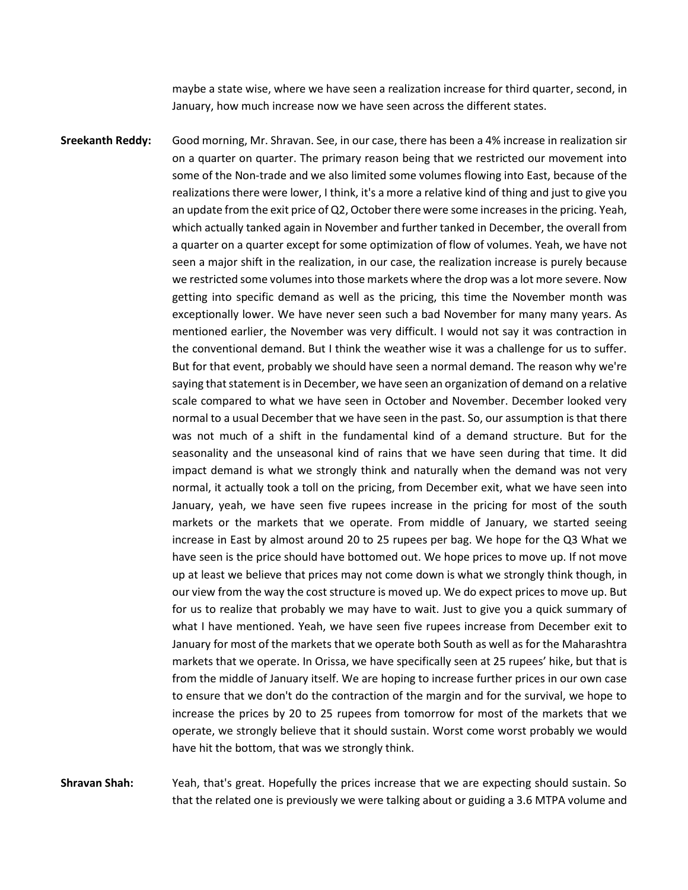maybe a state wise, where we have seen a realization increase for third quarter, second, in January, how much increase now we have seen across the different states.

**Sreekanth Reddy:** Good morning, Mr. Shravan. See, in our case, there has been a 4% increase in realization sir on a quarter on quarter. The primary reason being that we restricted our movement into some of the Non-trade and we also limited some volumes flowing into East, because of the realizations there were lower, I think, it's a more a relative kind of thing and just to give you an update from the exit price of Q2, October there were some increases in the pricing. Yeah, which actually tanked again in November and further tanked in December, the overall from a quarter on a quarter except for some optimization of flow of volumes. Yeah, we have not seen a major shift in the realization, in our case, the realization increase is purely because we restricted some volumes into those markets where the drop was a lot more severe. Now getting into specific demand as well as the pricing, this time the November month was exceptionally lower. We have never seen such a bad November for many many years. As mentioned earlier, the November was very difficult. I would not say it was contraction in the conventional demand. But I think the weather wise it was a challenge for us to suffer. But for that event, probably we should have seen a normal demand. The reason why we're saying that statement is in December, we have seen an organization of demand on a relative scale compared to what we have seen in October and November. December looked very normal to a usual December that we have seen in the past. So, our assumption is that there was not much of a shift in the fundamental kind of a demand structure. But for the seasonality and the unseasonal kind of rains that we have seen during that time. It did impact demand is what we strongly think and naturally when the demand was not very normal, it actually took a toll on the pricing, from December exit, what we have seen into January, yeah, we have seen five rupees increase in the pricing for most of the south markets or the markets that we operate. From middle of January, we started seeing increase in East by almost around 20 to 25 rupees per bag. We hope for the Q3 What we have seen is the price should have bottomed out. We hope prices to move up. If not move up at least we believe that prices may not come down is what we strongly think though, in our view from the way the cost structure is moved up. We do expect prices to move up. But for us to realize that probably we may have to wait. Just to give you a quick summary of what I have mentioned. Yeah, we have seen five rupees increase from December exit to January for most of the markets that we operate both South as well as for the Maharashtra markets that we operate. In Orissa, we have specifically seen at 25 rupees' hike, but that is from the middle of January itself. We are hoping to increase further prices in our own case to ensure that we don't do the contraction of the margin and for the survival, we hope to increase the prices by 20 to 25 rupees from tomorrow for most of the markets that we operate, we strongly believe that it should sustain. Worst come worst probably we would have hit the bottom, that was we strongly think.

**Shravan Shah:** Yeah, that's great. Hopefully the prices increase that we are expecting should sustain. So that the related one is previously we were talking about or guiding a 3.6 MTPA volume and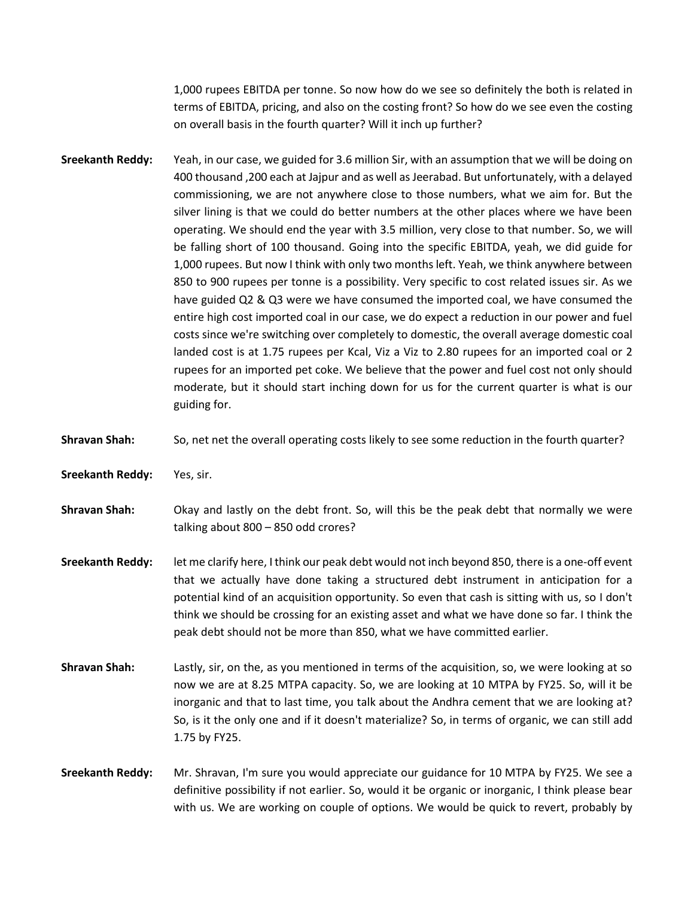1,000 rupees EBITDA per tonne. So now how do we see so definitely the both is related in terms of EBITDA, pricing, and also on the costing front? So how do we see even the costing on overall basis in the fourth quarter? Will it inch up further?

**Sreekanth Reddy:** Yeah, in our case, we guided for 3.6 million Sir, with an assumption that we will be doing on 400 thousand ,200 each at Jajpur and as well as Jeerabad. But unfortunately, with a delayed commissioning, we are not anywhere close to those numbers, what we aim for. But the silver lining is that we could do better numbers at the other places where we have been operating. We should end the year with 3.5 million, very close to that number. So, we will be falling short of 100 thousand. Going into the specific EBITDA, yeah, we did guide for 1,000 rupees. But now I think with only two months left. Yeah, we think anywhere between 850 to 900 rupees per tonne is a possibility. Very specific to cost related issues sir. As we have guided Q2 & Q3 were we have consumed the imported coal, we have consumed the entire high cost imported coal in our case, we do expect a reduction in our power and fuel costs since we're switching over completely to domestic, the overall average domestic coal landed cost is at 1.75 rupees per Kcal, Viz a Viz to 2.80 rupees for an imported coal or 2 rupees for an imported pet coke. We believe that the power and fuel cost not only should moderate, but it should start inching down for us for the current quarter is what is our guiding for.

**Shravan Shah:** So, net net the overall operating costs likely to see some reduction in the fourth quarter?

**Sreekanth Reddy:** Yes, sir.

**Shravan Shah:** Okay and lastly on the debt front. So, will this be the peak debt that normally we were talking about 800 – 850 odd crores?

**Sreekanth Reddy:** let me clarify here, I think our peak debt would not inch beyond 850, there is a one-off event that we actually have done taking a structured debt instrument in anticipation for a potential kind of an acquisition opportunity. So even that cash is sitting with us, so I don't think we should be crossing for an existing asset and what we have done so far. I think the peak debt should not be more than 850, what we have committed earlier.

**Shravan Shah:** Lastly, sir, on the, as you mentioned in terms of the acquisition, so, we were looking at so now we are at 8.25 MTPA capacity. So, we are looking at 10 MTPA by FY25. So, will it be inorganic and that to last time, you talk about the Andhra cement that we are looking at? So, is it the only one and if it doesn't materialize? So, in terms of organic, we can still add 1.75 by FY25.

**Sreekanth Reddy:** Mr. Shravan, I'm sure you would appreciate our guidance for 10 MTPA by FY25. We see a definitive possibility if not earlier. So, would it be organic or inorganic, I think please bear with us. We are working on couple of options. We would be quick to revert, probably by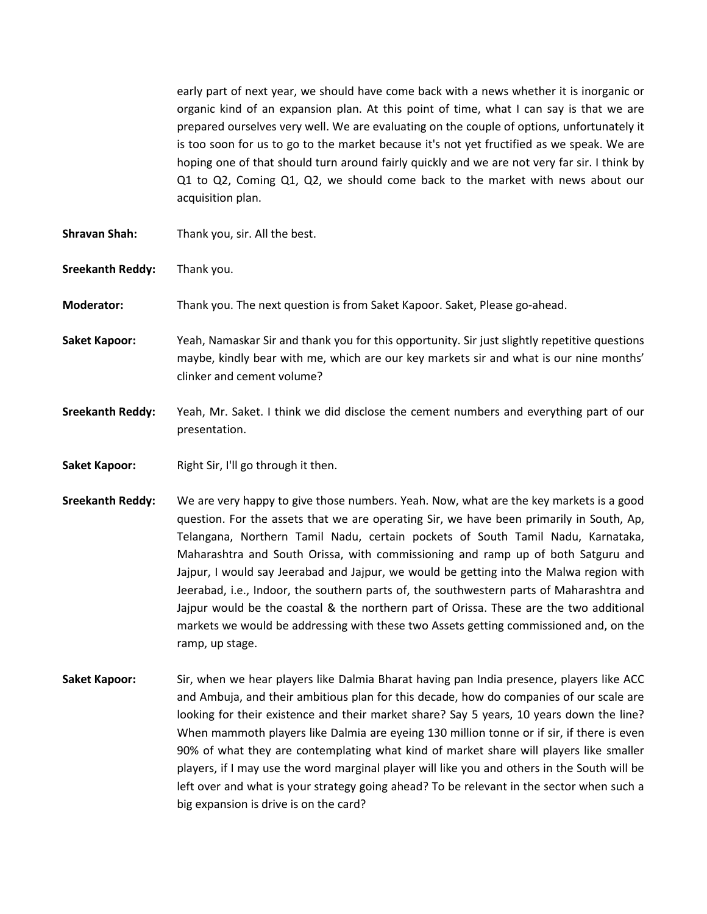early part of next year, we should have come back with a news whether it is inorganic or organic kind of an expansion plan. At this point of time, what I can say is that we are prepared ourselves very well. We are evaluating on the couple of options, unfortunately it is too soon for us to go to the market because it's not yet fructified as we speak. We are hoping one of that should turn around fairly quickly and we are not very far sir. I think by Q1 to Q2, Coming Q1, Q2, we should come back to the market with news about our acquisition plan.

**Shravan Shah:** Thank you, sir. All the best.

**Sreekanth Reddy:** Thank you.

**Moderator:** Thank you. The next question is from Saket Kapoor. Saket, Please go-ahead.

**Saket Kapoor:** Yeah, Namaskar Sir and thank you for this opportunity. Sir just slightly repetitive questions maybe, kindly bear with me, which are our key markets sir and what is our nine months' clinker and cement volume?

**Sreekanth Reddy:** Yeah, Mr. Saket. I think we did disclose the cement numbers and everything part of our presentation.

**Saket Kapoor:** Right Sir, I'll go through it then.

**Sreekanth Reddy:** We are very happy to give those numbers. Yeah. Now, what are the key markets is a good question. For the assets that we are operating Sir, we have been primarily in South, Ap, Telangana, Northern Tamil Nadu, certain pockets of South Tamil Nadu, Karnataka, Maharashtra and South Orissa, with commissioning and ramp up of both Satguru and Jajpur, I would say Jeerabad and Jajpur, we would be getting into the Malwa region with Jeerabad, i.e., Indoor, the southern parts of, the southwestern parts of Maharashtra and Jajpur would be the coastal & the northern part of Orissa. These are the two additional markets we would be addressing with these two Assets getting commissioned and, on the ramp, up stage.

**Saket Kapoor:** Sir, when we hear players like Dalmia Bharat having pan India presence, players like ACC and Ambuja, and their ambitious plan for this decade, how do companies of our scale are looking for their existence and their market share? Say 5 years, 10 years down the line? When mammoth players like Dalmia are eyeing 130 million tonne or if sir, if there is even 90% of what they are contemplating what kind of market share will players like smaller players, if I may use the word marginal player will like you and others in the South will be left over and what is your strategy going ahead? To be relevant in the sector when such a big expansion is drive is on the card?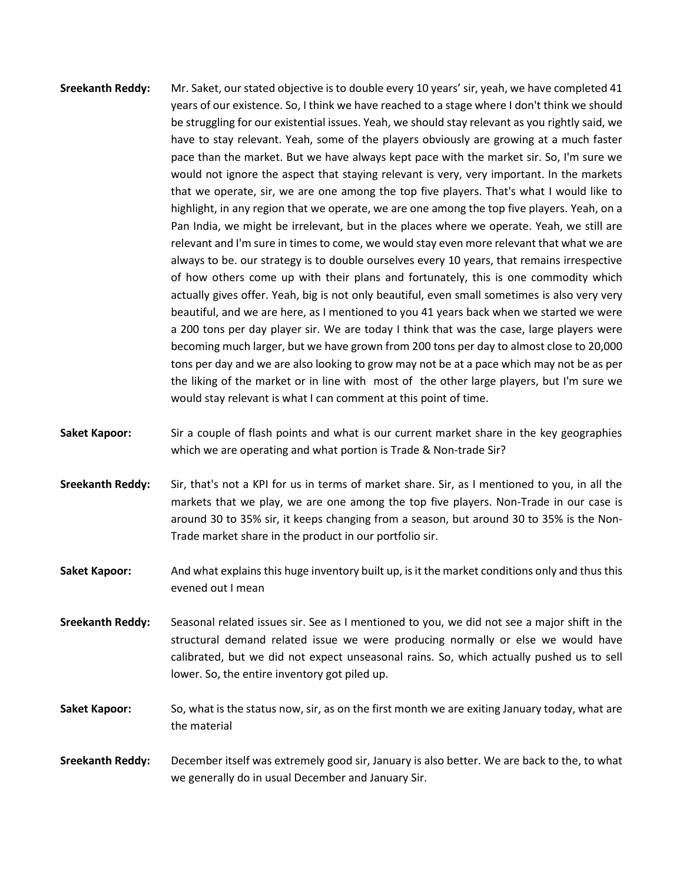**Sreekanth Reddy:** Mr. Saket, our stated objective is to double every 10 years' sir, yeah, we have completed 41 years of our existence. So, I think we have reached to a stage where I don't think we should be struggling for our existential issues. Yeah, we should stay relevant as you rightly said, we have to stay relevant. Yeah, some of the players obviously are growing at a much faster pace than the market. But we have always kept pace with the market sir. So, I'm sure we would not ignore the aspect that staying relevant is very, very important. In the markets that we operate, sir, we are one among the top five players. That's what I would like to highlight, in any region that we operate, we are one among the top five players. Yeah, on a Pan India, we might be irrelevant, but in the places where we operate. Yeah, we still are relevant and I'm sure in times to come, we would stay even more relevant that what we are always to be. our strategy is to double ourselves every 10 years, that remains irrespective of how others come up with their plans and fortunately, this is one commodity which actually gives offer. Yeah, big is not only beautiful, even small sometimes is also very very beautiful, and we are here, as I mentioned to you 41 years back when we started we were a 200 tons per day player sir. We are today I think that was the case, large players were becoming much larger, but we have grown from 200 tons per day to almost close to 20,000 tons per day and we are also looking to grow may not be at a pace which may not be as per the liking of the market or in line with most of the other large players, but I'm sure we would stay relevant is what I can comment at this point of time.

**Saket Kapoor:** Sir a couple of flash points and what is our current market share in the key geographies which we are operating and what portion is Trade & Non-trade Sir?

**Sreekanth Reddy:** Sir, that's not a KPI for us in terms of market share. Sir, as I mentioned to you, in all the markets that we play, we are one among the top five players. Non-Trade in our case is around 30 to 35% sir, it keeps changing from a season, but around 30 to 35% is the Non-Trade market share in the product in our portfolio sir.

**Saket Kapoor:** And what explains this huge inventory built up, is it the market conditions only and thus this evened out I mean

**Sreekanth Reddy:** Seasonal related issues sir. See as I mentioned to you, we did not see a major shift in the structural demand related issue we were producing normally or else we would have calibrated, but we did not expect unseasonal rains. So, which actually pushed us to sell lower. So, the entire inventory got piled up.

**Saket Kapoor:** So, what is the status now, sir, as on the first month we are exiting January today, what are the material

**Sreekanth Reddy:** December itself was extremely good sir, January is also better. We are back to the, to what we generally do in usual December and January Sir.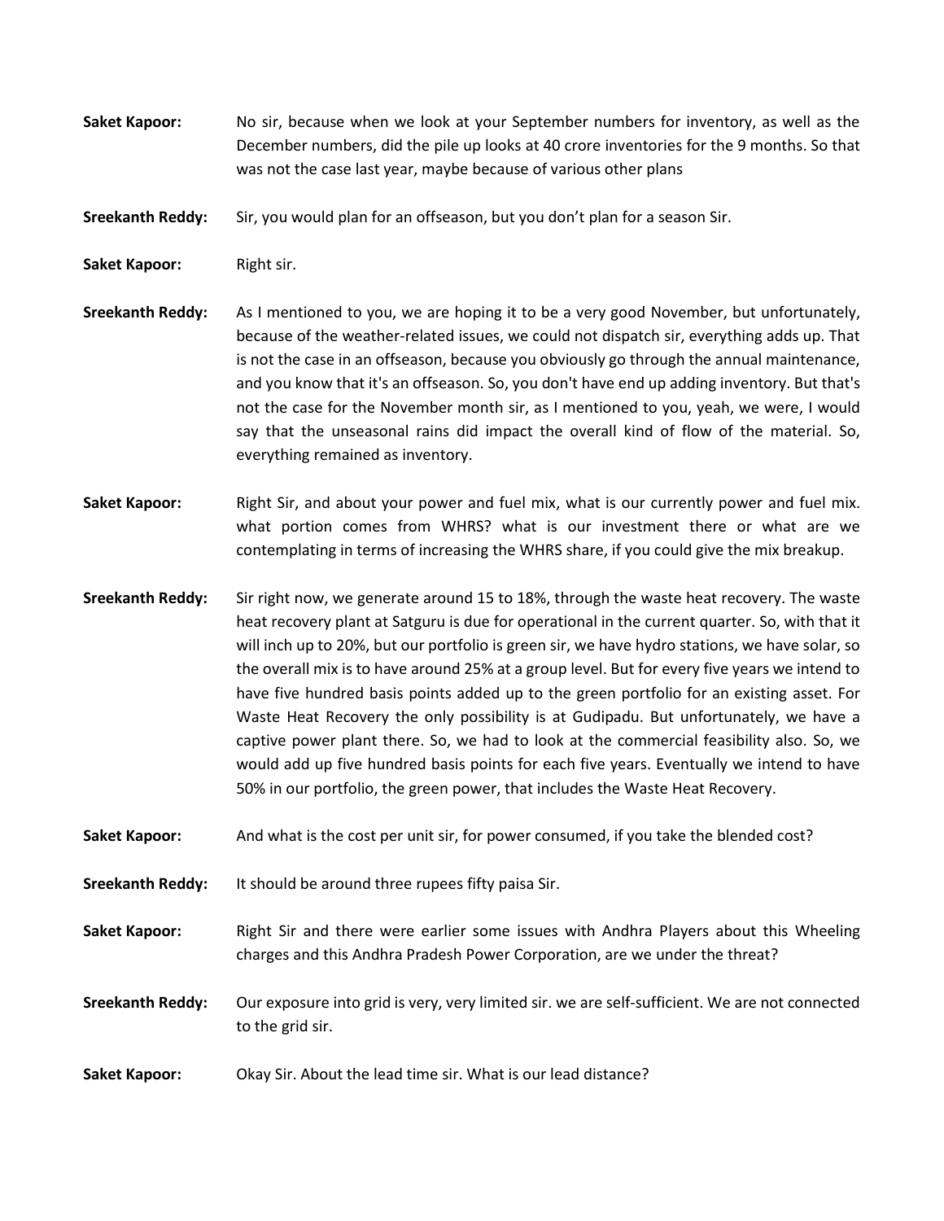**Saket Kapoor:** No sir, because when we look at your September numbers for inventory, as well as the December numbers, did the pile up looks at 40 crore inventories for the 9 months. So that was not the case last year, maybe because of various other plans

**Sreekanth Reddy:** Sir, you would plan for an offseason, but you don't plan for a season Sir.

**Saket Kapoor:** Right sir.

**Sreekanth Reddy:** As I mentioned to you, we are hoping it to be a very good November, but unfortunately, because of the weather-related issues, we could not dispatch sir, everything adds up. That is not the case in an offseason, because you obviously go through the annual maintenance, and you know that it's an offseason. So, you don't have end up adding inventory. But that's not the case for the November month sir, as I mentioned to you, yeah, we were, I would say that the unseasonal rains did impact the overall kind of flow of the material. So, everything remained as inventory.

**Saket Kapoor:** Right Sir, and about your power and fuel mix, what is our currently power and fuel mix. what portion comes from WHRS? what is our investment there or what are we contemplating in terms of increasing the WHRS share, if you could give the mix breakup.

**Sreekanth Reddy:** Sir right now, we generate around 15 to 18%, through the waste heat recovery. The waste heat recovery plant at Satguru is due for operational in the current quarter. So, with that it will inch up to 20%, but our portfolio is green sir, we have hydro stations, we have solar, so the overall mix is to have around 25% at a group level. But for every five years we intend to have five hundred basis points added up to the green portfolio for an existing asset. For Waste Heat Recovery the only possibility is at Gudipadu. But unfortunately, we have a captive power plant there. So, we had to look at the commercial feasibility also. So, we would add up five hundred basis points for each five years. Eventually we intend to have 50% in our portfolio, the green power, that includes the Waste Heat Recovery.

**Saket Kapoor:** And what is the cost per unit sir, for power consumed, if you take the blended cost?

**Sreekanth Reddy:** It should be around three rupees fifty paisa Sir.

**Saket Kapoor:** Right Sir and there were earlier some issues with Andhra Players about this Wheeling charges and this Andhra Pradesh Power Corporation, are we under the threat?

**Sreekanth Reddy:** Our exposure into grid is very, very limited sir. we are self-sufficient. We are not connected to the grid sir.

**Saket Kapoor:** Okay Sir. About the lead time sir. What is our lead distance?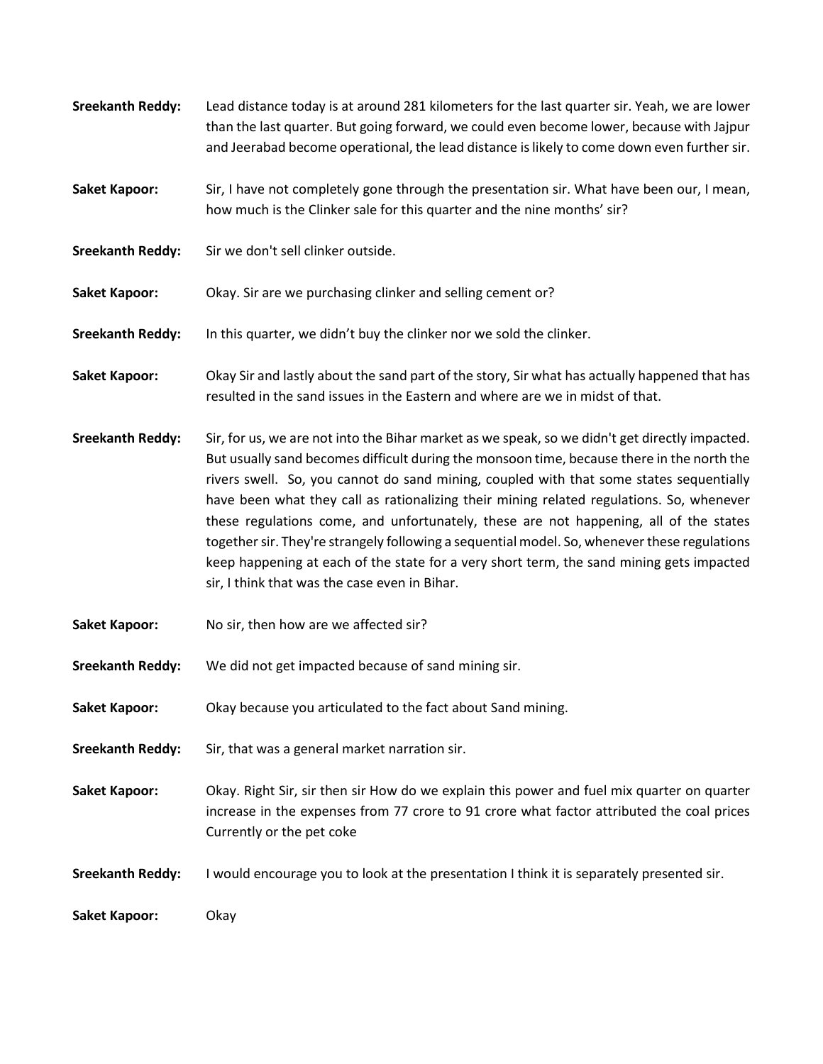**Sreekanth Reddy:** Lead distance today is at around 281 kilometers for the last quarter sir. Yeah, we are lower than the last quarter. But going forward, we could even become lower, because with Jajpur and Jeerabad become operational, the lead distance is likely to come down even further sir.

**Saket Kapoor:** Sir, I have not completely gone through the presentation sir. What have been our, I mean, how much is the Clinker sale for this quarter and the nine months' sir?

**Sreekanth Reddy:** Sir we don't sell clinker outside.

**Saket Kapoor:** Okay. Sir are we purchasing clinker and selling cement or?

**Sreekanth Reddy:** In this quarter, we didn't buy the clinker nor we sold the clinker.

**Saket Kapoor:** Okay Sir and lastly about the sand part of the story, Sir what has actually happened that has resulted in the sand issues in the Eastern and where are we in midst of that.

**Sreekanth Reddy:** Sir, for us, we are not into the Bihar market as we speak, so we didn't get directly impacted. But usually sand becomes difficult during the monsoon time, because there in the north the rivers swell. So, you cannot do sand mining, coupled with that some states sequentially have been what they call as rationalizing their mining related regulations. So, whenever these regulations come, and unfortunately, these are not happening, all of the states together sir. They're strangely following a sequential model. So, whenever these regulations keep happening at each of the state for a very short term, the sand mining gets impacted sir, I think that was the case even in Bihar.

**Saket Kapoor:** No sir, then how are we affected sir?

**Sreekanth Reddy:** We did not get impacted because of sand mining sir.

**Saket Kapoor:** Okay because you articulated to the fact about Sand mining.

**Sreekanth Reddy:** Sir, that was a general market narration sir.

**Saket Kapoor:** Okay. Right Sir, sir then sir How do we explain this power and fuel mix quarter on quarter increase in the expenses from 77 crore to 91 crore what factor attributed the coal prices Currently or the pet coke

**Sreekanth Reddy:** I would encourage you to look at the presentation I think it is separately presented sir.

**Saket Kapoor:** Okay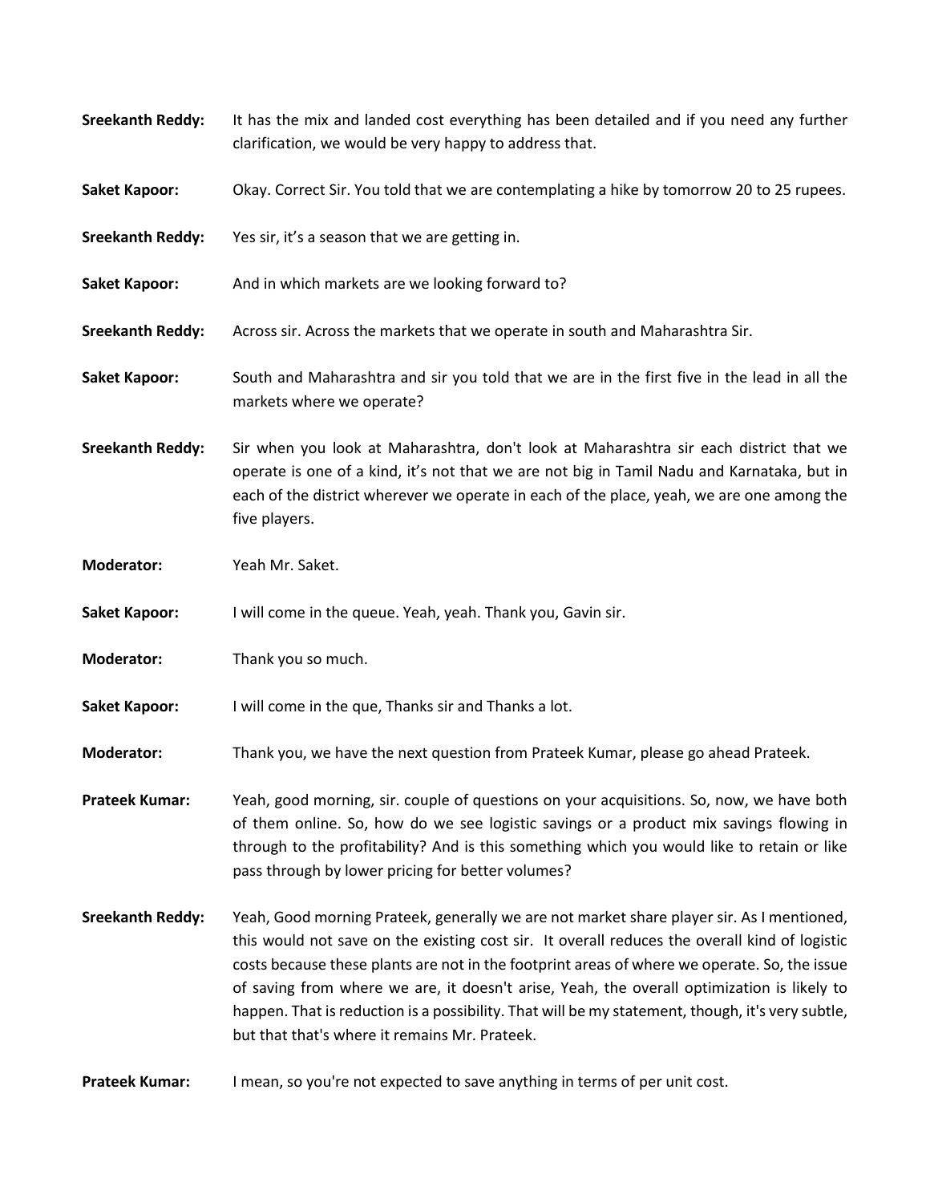**Sreekanth Reddy:** It has the mix and landed cost everything has been detailed and if you need any further clarification, we would be very happy to address that.

**Saket Kapoor:** Okay. Correct Sir. You told that we are contemplating a hike by tomorrow 20 to 25 rupees.

**Sreekanth Reddy:** Yes sir, it's a season that we are getting in.

**Saket Kapoor:** And in which markets are we looking forward to?

**Sreekanth Reddy:** Across sir. Across the markets that we operate in south and Maharashtra Sir.

**Saket Kapoor:** South and Maharashtra and sir you told that we are in the first five in the lead in all the markets where we operate?

**Sreekanth Reddy:** Sir when you look at Maharashtra, don't look at Maharashtra sir each district that we operate is one of a kind, it's not that we are not big in Tamil Nadu and Karnataka, but in each of the district wherever we operate in each of the place, yeah, we are one among the five players.

**Moderator:** Yeah Mr. Saket.

**Saket Kapoor:** I will come in the queue. Yeah, yeah. Thank you, Gavin sir.

**Moderator:** Thank you so much.

**Saket Kapoor:** I will come in the que, Thanks sir and Thanks a lot.

**Moderator:** Thank you, we have the next question from Prateek Kumar, please go ahead Prateek.

**Prateek Kumar:** Yeah, good morning, sir. couple of questions on your acquisitions. So, now, we have both of them online. So, how do we see logistic savings or a product mix savings flowing in through to the profitability? And is this something which you would like to retain or like pass through by lower pricing for better volumes?

**Sreekanth Reddy:** Yeah, Good morning Prateek, generally we are not market share player sir. As I mentioned, this would not save on the existing cost sir. It overall reduces the overall kind of logistic costs because these plants are not in the footprint areas of where we operate. So, the issue of saving from where we are, it doesn't arise, Yeah, the overall optimization is likely to happen. That is reduction is a possibility. That will be my statement, though, it's very subtle, but that that's where it remains Mr. Prateek.

**Prateek Kumar:** I mean, so you're not expected to save anything in terms of per unit cost.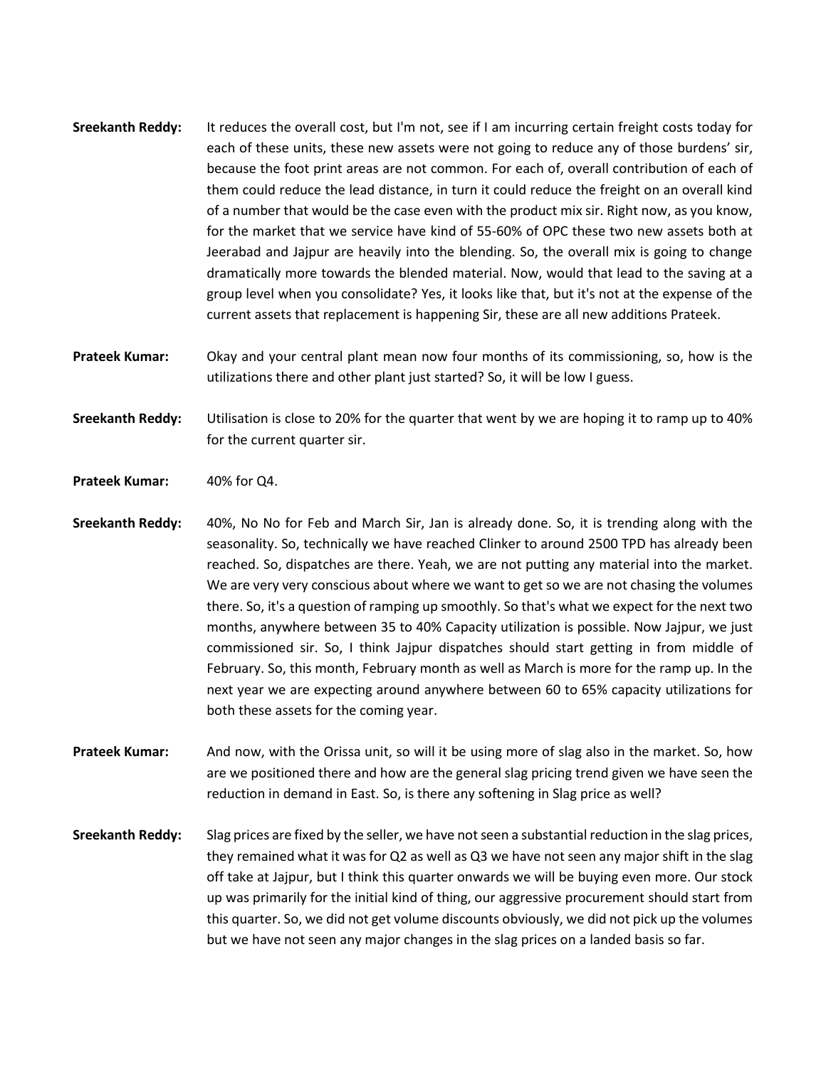**Sreekanth Reddy:** It reduces the overall cost, but I'm not, see if I am incurring certain freight costs today for each of these units, these new assets were not going to reduce any of those burdens' sir, because the foot print areas are not common. For each of, overall contribution of each of them could reduce the lead distance, in turn it could reduce the freight on an overall kind of a number that would be the case even with the product mix sir. Right now, as you know, for the market that we service have kind of 55-60% of OPC these two new assets both at Jeerabad and Jajpur are heavily into the blending. So, the overall mix is going to change dramatically more towards the blended material. Now, would that lead to the saving at a group level when you consolidate? Yes, it looks like that, but it's not at the expense of the current assets that replacement is happening Sir, these are all new additions Prateek.

**Prateek Kumar:** Okay and your central plant mean now four months of its commissioning, so, how is the utilizations there and other plant just started? So, it will be low I guess.

**Sreekanth Reddy:** Utilisation is close to 20% for the quarter that went by we are hoping it to ramp up to 40% for the current quarter sir.

**Prateek Kumar:** 40% for Q4.

**Sreekanth Reddy:** 40%, No No for Feb and March Sir, Jan is already done. So, it is trending along with the seasonality. So, technically we have reached Clinker to around 2500 TPD has already been reached. So, dispatches are there. Yeah, we are not putting any material into the market. We are very very conscious about where we want to get so we are not chasing the volumes there. So, it's a question of ramping up smoothly. So that's what we expect for the next two months, anywhere between 35 to 40% Capacity utilization is possible. Now Jajpur, we just commissioned sir. So, I think Jajpur dispatches should start getting in from middle of February. So, this month, February month as well as March is more for the ramp up. In the next year we are expecting around anywhere between 60 to 65% capacity utilizations for both these assets for the coming year.

**Prateek Kumar:** And now, with the Orissa unit, so will it be using more of slag also in the market. So, how are we positioned there and how are the general slag pricing trend given we have seen the reduction in demand in East. So, is there any softening in Slag price as well?

**Sreekanth Reddy:** Slag prices are fixed by the seller, we have not seen a substantial reduction in the slag prices, they remained what it was for Q2 as well as Q3 we have not seen any major shift in the slag off take at Jajpur, but I think this quarter onwards we will be buying even more. Our stock up was primarily for the initial kind of thing, our aggressive procurement should start from this quarter. So, we did not get volume discounts obviously, we did not pick up the volumes but we have not seen any major changes in the slag prices on a landed basis so far.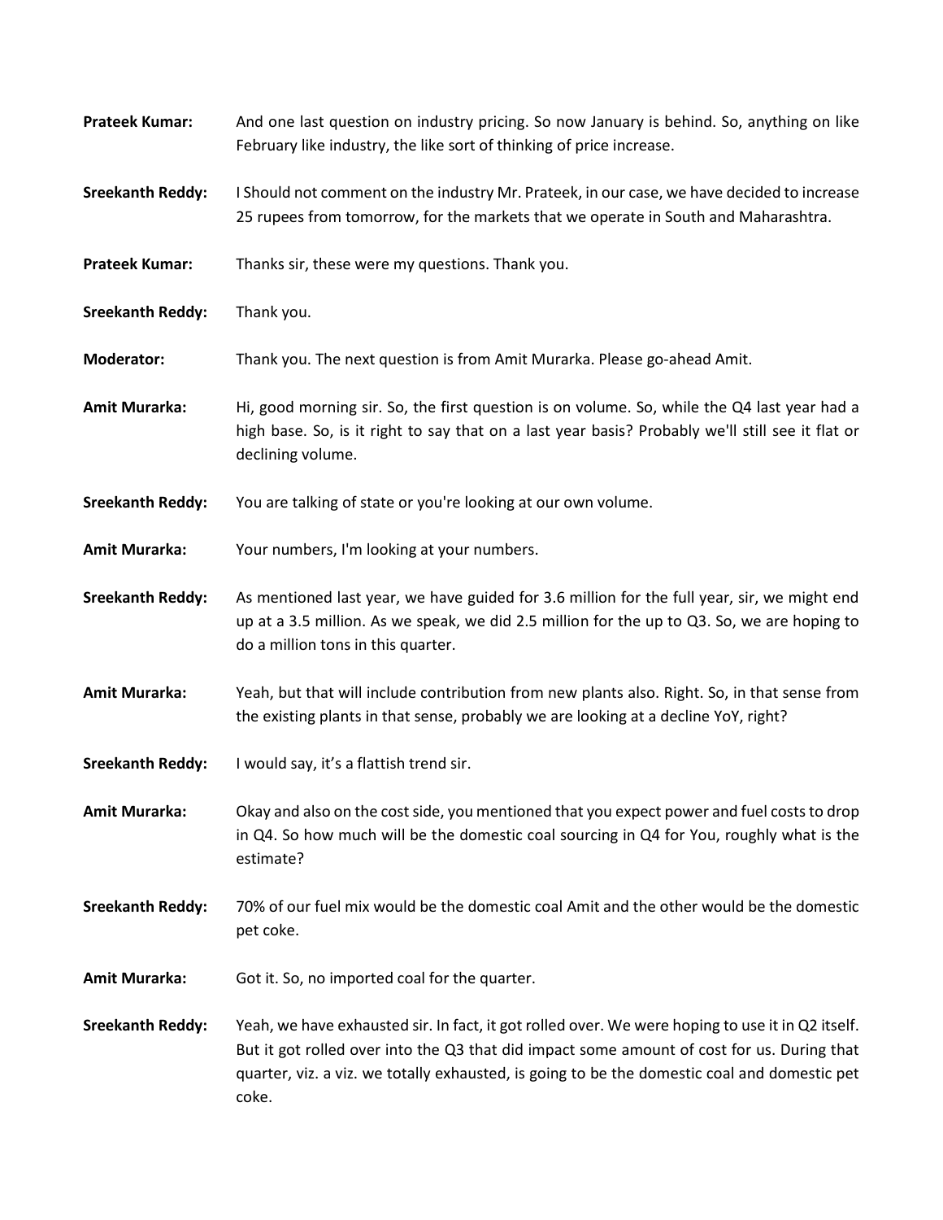**Prateek Kumar:** And one last question on industry pricing. So now January is behind. So, anything on like February like industry, the like sort of thinking of price increase.

**Sreekanth Reddy:** I Should not comment on the industry Mr. Prateek, in our case, we have decided to increase 25 rupees from tomorrow, for the markets that we operate in South and Maharashtra.

**Prateek Kumar:** Thanks sir, these were my questions. Thank you.

**Sreekanth Reddy:** Thank you.

**Moderator:** Thank you. The next question is from Amit Murarka. Please go-ahead Amit.

**Amit Murarka:** Hi, good morning sir. So, the first question is on volume. So, while the Q4 last year had a high base. So, is it right to say that on a last year basis? Probably we'll still see it flat or declining volume.

**Sreekanth Reddy:** You are talking of state or you're looking at our own volume.

**Amit Murarka:** Your numbers, I'm looking at your numbers.

**Sreekanth Reddy:** As mentioned last year, we have guided for 3.6 million for the full year, sir, we might end up at a 3.5 million. As we speak, we did 2.5 million for the up to Q3. So, we are hoping to do a million tons in this quarter.

**Amit Murarka:** Yeah, but that will include contribution from new plants also. Right. So, in that sense from the existing plants in that sense, probably we are looking at a decline YoY, right?

**Sreekanth Reddy:** I would say, it's a flattish trend sir.

**Amit Murarka:** Okay and also on the cost side, you mentioned that you expect power and fuel costs to drop in Q4. So how much will be the domestic coal sourcing in Q4 for You, roughly what is the estimate?

**Sreekanth Reddy:** 70% of our fuel mix would be the domestic coal Amit and the other would be the domestic pet coke.

**Amit Murarka:** Got it. So, no imported coal for the quarter.

**Sreekanth Reddy:** Yeah, we have exhausted sir. In fact, it got rolled over. We were hoping to use it in Q2 itself. But it got rolled over into the Q3 that did impact some amount of cost for us. During that quarter, viz. a viz. we totally exhausted, is going to be the domestic coal and domestic pet coke.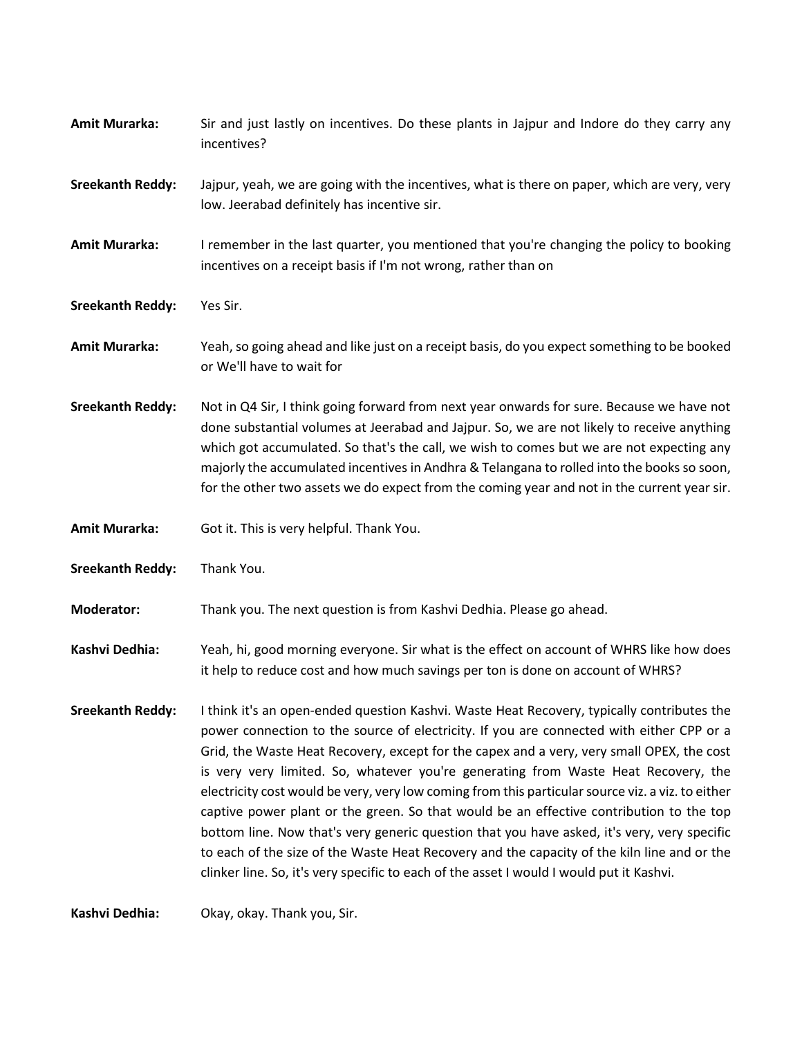**Amit Murarka:** Sir and just lastly on incentives. Do these plants in Jajpur and Indore do they carry any incentives?

**Sreekanth Reddy:** Jajpur, yeah, we are going with the incentives, what is there on paper, which are very, very low. Jeerabad definitely has incentive sir.

**Amit Murarka:** I remember in the last quarter, you mentioned that you're changing the policy to booking incentives on a receipt basis if I'm not wrong, rather than on

**Sreekanth Reddy:** Yes Sir.

**Amit Murarka:** Yeah, so going ahead and like just on a receipt basis, do you expect something to be booked or We'll have to wait for

**Sreekanth Reddy:** Not in Q4 Sir, I think going forward from next year onwards for sure. Because we have not done substantial volumes at Jeerabad and Jajpur. So, we are not likely to receive anything which got accumulated. So that's the call, we wish to comes but we are not expecting any majorly the accumulated incentives in Andhra & Telangana to rolled into the books so soon, for the other two assets we do expect from the coming year and not in the current year sir.

**Amit Murarka:** Got it. This is very helpful. Thank You.

**Sreekanth Reddy:** Thank You.

**Moderator:** Thank you. The next question is from Kashvi Dedhia. Please go ahead.

**Kashvi Dedhia:** Yeah, hi, good morning everyone. Sir what is the effect on account of WHRS like how does it help to reduce cost and how much savings per ton is done on account of WHRS?

**Sreekanth Reddy:** I think it's an open-ended question Kashvi. Waste Heat Recovery, typically contributes the power connection to the source of electricity. If you are connected with either CPP or a Grid, the Waste Heat Recovery, except for the capex and a very, very small OPEX, the cost is very very limited. So, whatever you're generating from Waste Heat Recovery, the electricity cost would be very, very low coming from this particular source viz. a viz. to either captive power plant or the green. So that would be an effective contribution to the top bottom line. Now that's very generic question that you have asked, it's very, very specific to each of the size of the Waste Heat Recovery and the capacity of the kiln line and or the clinker line. So, it's very specific to each of the asset I would I would put it Kashvi.

**Kashvi Dedhia:** Okay, okay. Thank you, Sir.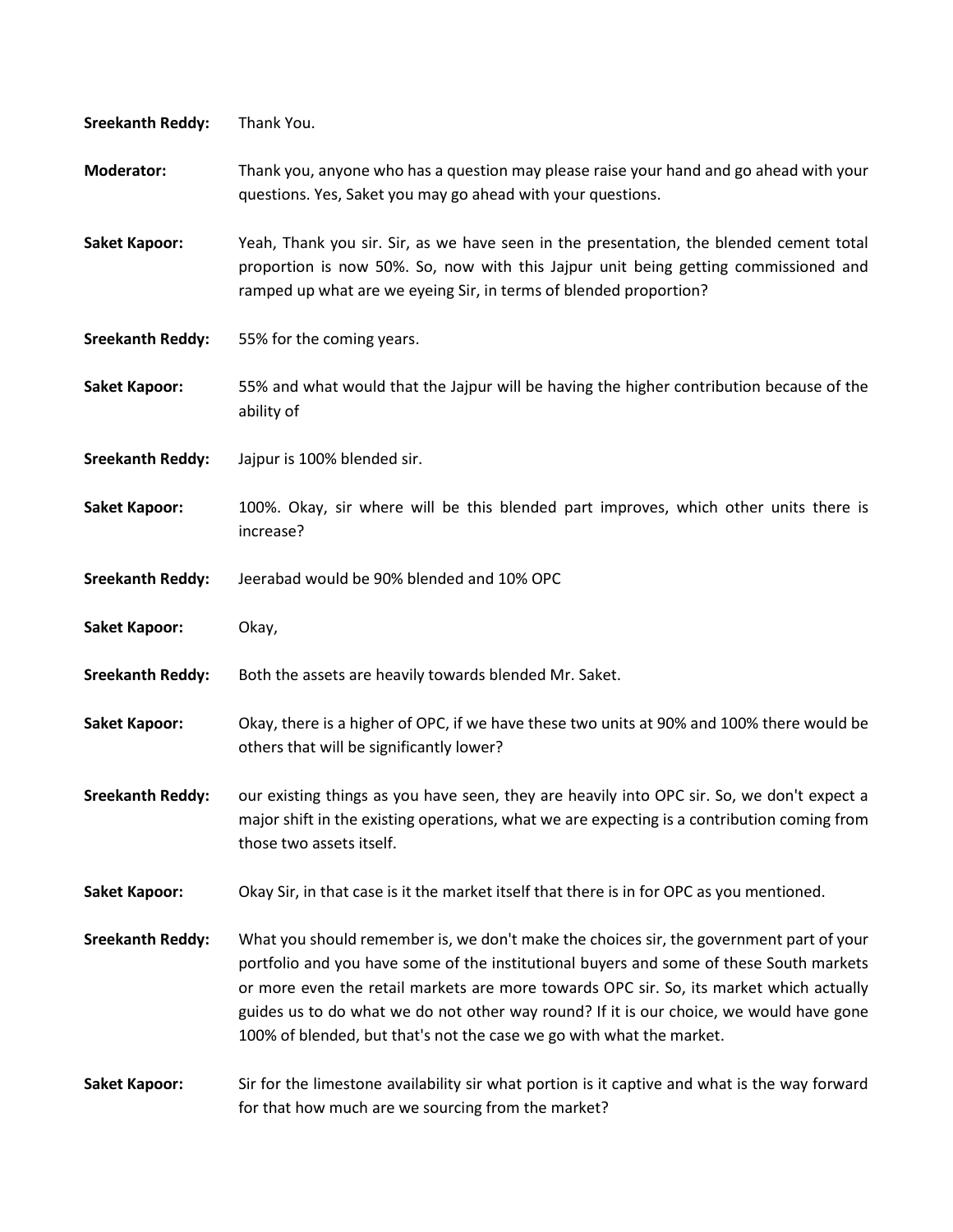**Sreekanth Reddy:** Thank You.

**Moderator:** Thank you, anyone who has a question may please raise your hand and go ahead with your questions. Yes, Saket you may go ahead with your questions.

**Saket Kapoor:** Yeah, Thank you sir. Sir, as we have seen in the presentation, the blended cement total proportion is now 50%. So, now with this Jajpur unit being getting commissioned and ramped up what are we eyeing Sir, in terms of blended proportion?

**Sreekanth Reddy:** 55% for the coming years.

**Saket Kapoor:** 55% and what would that the Jajpur will be having the higher contribution because of the ability of

**Sreekanth Reddy:** Jajpur is 100% blended sir.

**Saket Kapoor:** 100%. Okay, sir where will be this blended part improves, which other units there is increase?

**Sreekanth Reddy:** Jeerabad would be 90% blended and 10% OPC

**Saket Kapoor:** Okay,

**Sreekanth Reddy:** Both the assets are heavily towards blended Mr. Saket.

**Saket Kapoor:** Okay, there is a higher of OPC, if we have these two units at 90% and 100% there would be others that will be significantly lower?

**Sreekanth Reddy:** our existing things as you have seen, they are heavily into OPC sir. So, we don't expect a major shift in the existing operations, what we are expecting is a contribution coming from those two assets itself.

**Saket Kapoor:** Okay Sir, in that case is it the market itself that there is in for OPC as you mentioned.

**Sreekanth Reddy:** What you should remember is, we don't make the choices sir, the government part of your portfolio and you have some of the institutional buyers and some of these South markets or more even the retail markets are more towards OPC sir. So, its market which actually guides us to do what we do not other way round? If it is our choice, we would have gone 100% of blended, but that's not the case we go with what the market.

**Saket Kapoor:** Sir for the limestone availability sir what portion is it captive and what is the way forward for that how much are we sourcing from the market?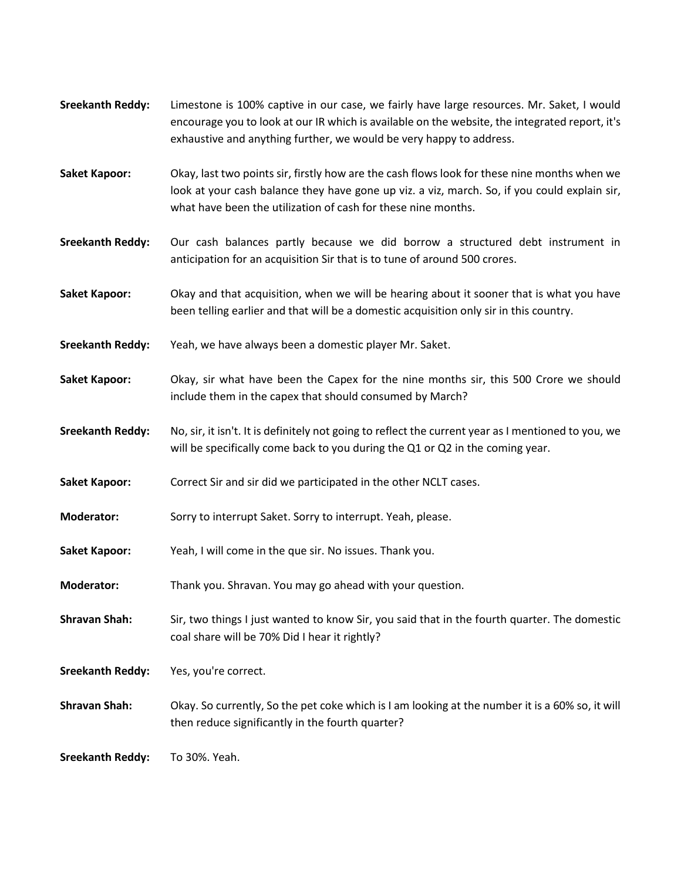**Sreekanth Reddy:** Limestone is 100% captive in our case, we fairly have large resources. Mr. Saket, I would encourage you to look at our IR which is available on the website, the integrated report, it's exhaustive and anything further, we would be very happy to address.

**Saket Kapoor:** Okay, last two points sir, firstly how are the cash flows look for these nine months when we look at your cash balance they have gone up viz. a viz, march. So, if you could explain sir, what have been the utilization of cash for these nine months.

**Sreekanth Reddy:** Our cash balances partly because we did borrow a structured debt instrument in anticipation for an acquisition Sir that is to tune of around 500 crores.

**Saket Kapoor:** Okay and that acquisition, when we will be hearing about it sooner that is what you have been telling earlier and that will be a domestic acquisition only sir in this country.

**Sreekanth Reddy:** Yeah, we have always been a domestic player Mr. Saket.

**Saket Kapoor:** Okay, sir what have been the Capex for the nine months sir, this 500 Crore we should include them in the capex that should consumed by March?

**Sreekanth Reddy:** No, sir, it isn't. It is definitely not going to reflect the current year as I mentioned to you, we will be specifically come back to you during the Q1 or Q2 in the coming year.

**Saket Kapoor:** Correct Sir and sir did we participated in the other NCLT cases.

**Moderator:** Sorry to interrupt Saket. Sorry to interrupt. Yeah, please.

**Saket Kapoor:** Yeah, I will come in the que sir. No issues. Thank you.

**Moderator:** Thank you. Shravan. You may go ahead with your question.

**Shravan Shah:** Sir, two things I just wanted to know Sir, you said that in the fourth quarter. The domestic coal share will be 70% Did I hear it rightly?

**Sreekanth Reddy:** Yes, you're correct.

**Shravan Shah:** Okay. So currently, So the pet coke which is I am looking at the number it is a 60% so, it will then reduce significantly in the fourth quarter?

**Sreekanth Reddy:** To 30%. Yeah.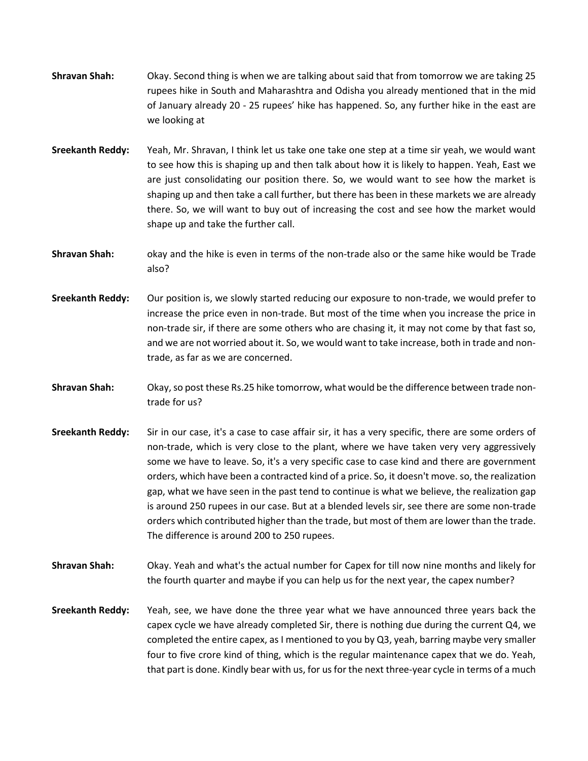**Shravan Shah:** Okay. Second thing is when we are talking about said that from tomorrow we are taking 25 rupees hike in South and Maharashtra and Odisha you already mentioned that in the mid of January already 20 - 25 rupees' hike has happened. So, any further hike in the east are we looking at

**Sreekanth Reddy:** Yeah, Mr. Shravan, I think let us take one take one step at a time sir yeah, we would want to see how this is shaping up and then talk about how it is likely to happen. Yeah, East we are just consolidating our position there. So, we would want to see how the market is shaping up and then take a call further, but there has been in these markets we are already there. So, we will want to buy out of increasing the cost and see how the market would shape up and take the further call.

**Shravan Shah:** okay and the hike is even in terms of the non-trade also or the same hike would be Trade also?

**Sreekanth Reddy:** Our position is, we slowly started reducing our exposure to non-trade, we would prefer to increase the price even in non-trade. But most of the time when you increase the price in non-trade sir, if there are some others who are chasing it, it may not come by that fast so, and we are not worried about it. So, we would want to take increase, both in trade and non-trade, as far as we are concerned.

**Shravan Shah:** Okay, so post these Rs.25 hike tomorrow, what would be the difference between trade non-trade for us?

**Sreekanth Reddy:** Sir in our case, it's a case to case affair sir, it has a very specific, there are some orders of non-trade, which is very close to the plant, where we have taken very very aggressively some we have to leave. So, it's a very specific case to case kind and there are government orders, which have been a contracted kind of a price. So, it doesn't move. so, the realization gap, what we have seen in the past tend to continue is what we believe, the realization gap is around 250 rupees in our case. But at a blended levels sir, see there are some non-trade orders which contributed higher than the trade, but most of them are lower than the trade. The difference is around 200 to 250 rupees.

**Shravan Shah:** Okay. Yeah and what's the actual number for Capex for till now nine months and likely for the fourth quarter and maybe if you can help us for the next year, the capex number?

**Sreekanth Reddy:** Yeah, see, we have done the three year what we have announced three years back the capex cycle we have already completed Sir, there is nothing due during the current Q4, we completed the entire capex, as I mentioned to you by Q3, yeah, barring maybe very smaller four to five crore kind of thing, which is the regular maintenance capex that we do. Yeah, that part is done. Kindly bear with us, for us for the next three-year cycle in terms of a much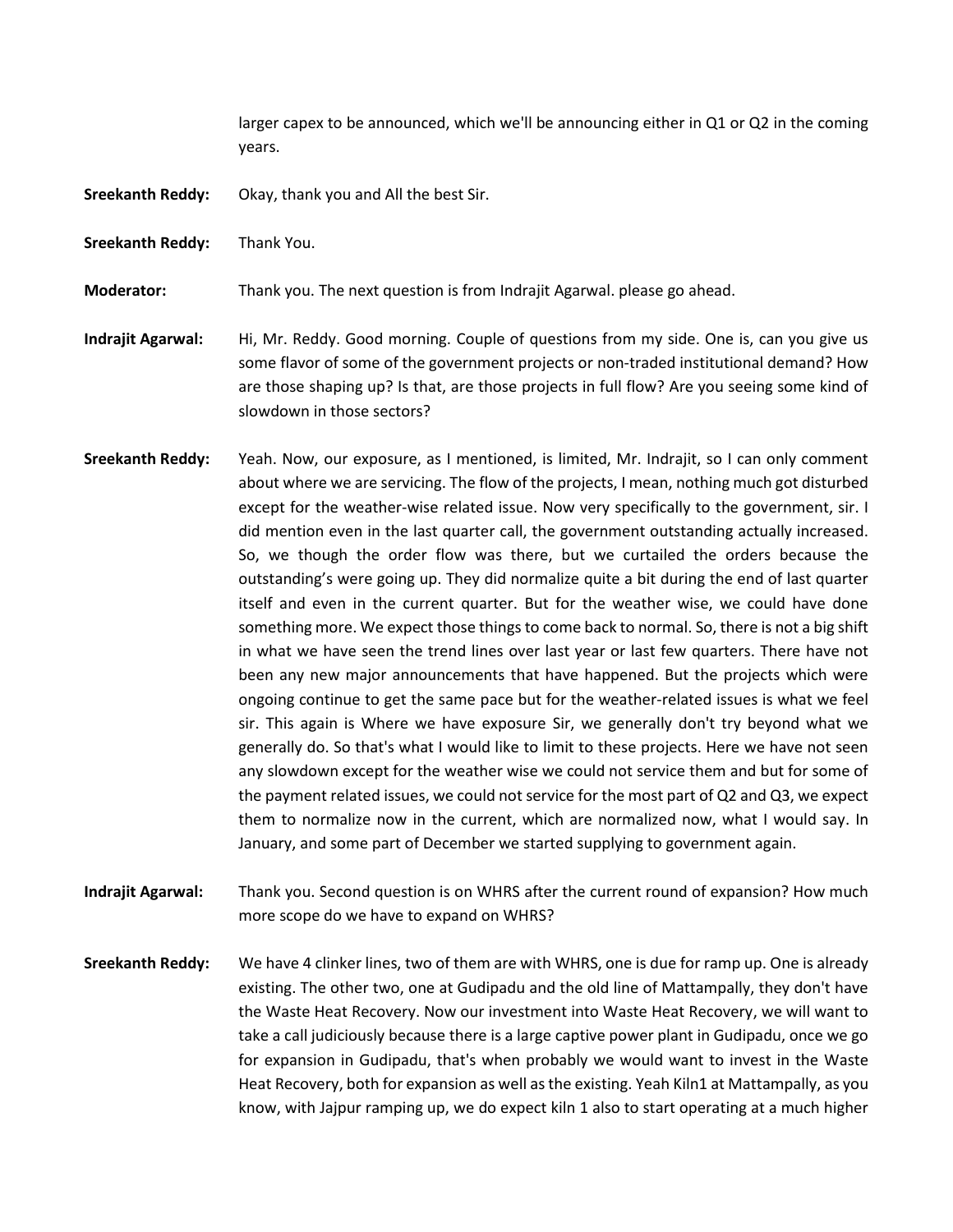larger capex to be announced, which we'll be announcing either in Q1 or Q2 in the coming years.

**Sreekanth Reddy:** Okay, thank you and All the best Sir.

**Sreekanth Reddy:** Thank You.

**Moderator:** Thank you. The next question is from Indrajit Agarwal. please go ahead.

**Indrajit Agarwal:** Hi, Mr. Reddy. Good morning. Couple of questions from my side. One is, can you give us some flavor of some of the government projects or non-traded institutional demand? How are those shaping up? Is that, are those projects in full flow? Are you seeing some kind of slowdown in those sectors?

**Sreekanth Reddy:** Yeah. Now, our exposure, as I mentioned, is limited, Mr. Indrajit, so I can only comment about where we are servicing. The flow of the projects, I mean, nothing much got disturbed except for the weather-wise related issue. Now very specifically to the government, sir. I did mention even in the last quarter call, the government outstanding actually increased. So, we though the order flow was there, but we curtailed the orders because the outstanding's were going up. They did normalize quite a bit during the end of last quarter itself and even in the current quarter. But for the weather wise, we could have done something more. We expect those things to come back to normal. So, there is not a big shift in what we have seen the trend lines over last year or last few quarters. There have not been any new major announcements that have happened. But the projects which were ongoing continue to get the same pace but for the weather-related issues is what we feel sir. This again is Where we have exposure Sir, we generally don't try beyond what we generally do. So that's what I would like to limit to these projects. Here we have not seen any slowdown except for the weather wise we could not service them and but for some of the payment related issues, we could not service for the most part of Q2 and Q3, we expect them to normalize now in the current, which are normalized now, what I would say. In January, and some part of December we started supplying to government again.

**Indrajit Agarwal:** Thank you. Second question is on WHRS after the current round of expansion? How much more scope do we have to expand on WHRS?

**Sreekanth Reddy:** We have 4 clinker lines, two of them are with WHRS, one is due for ramp up. One is already existing. The other two, one at Gudipadu and the old line of Mattampally, they don't have the Waste Heat Recovery. Now our investment into Waste Heat Recovery, we will want to take a call judiciously because there is a large captive power plant in Gudipadu, once we go for expansion in Gudipadu, that's when probably we would want to invest in the Waste Heat Recovery, both for expansion as well as the existing. Yeah Kiln1 at Mattampally, as you know, with Jajpur ramping up, we do expect kiln 1 also to start operating at a much higher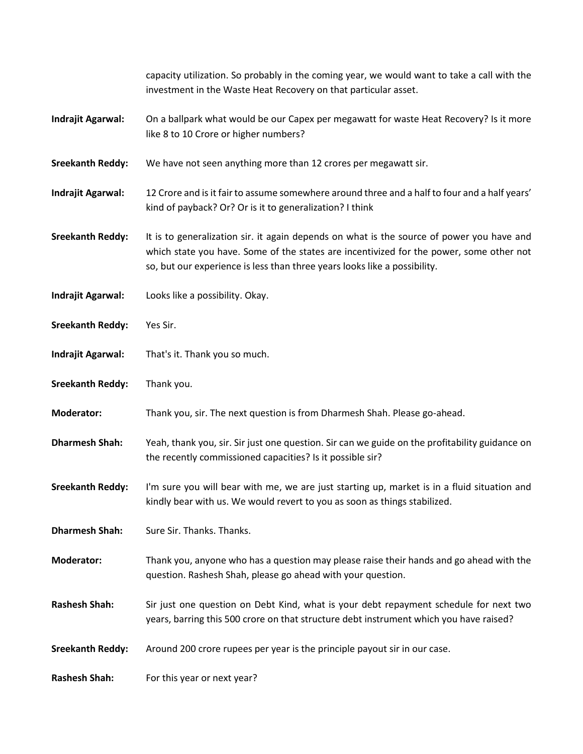capacity utilization. So probably in the coming year, we would want to take a call with the investment in the Waste Heat Recovery on that particular asset.

**Indrajit Agarwal:** On a ballpark what would be our Capex per megawatt for waste Heat Recovery? Is it more like 8 to 10 Crore or higher numbers?

**Sreekanth Reddy:** We have not seen anything more than 12 crores per megawatt sir.

**Indrajit Agarwal:** 12 Crore and is it fair to assume somewhere around three and a half to four and a half years' kind of payback? Or? Or is it to generalization? I think

**Sreekanth Reddy:** It is to generalization sir. it again depends on what is the source of power you have and which state you have. Some of the states are incentivized for the power, some other not so, but our experience is less than three years looks like a possibility.

**Indrajit Agarwal:** Looks like a possibility. Okay.

**Sreekanth Reddy:** Yes Sir.

**Indrajit Agarwal:** That's it. Thank you so much.

**Sreekanth Reddy:** Thank you.

**Moderator:** Thank you, sir. The next question is from Dharmesh Shah. Please go-ahead.

**Dharmesh Shah:** Yeah, thank you, sir. Sir just one question. Sir can we guide on the profitability guidance on the recently commissioned capacities? Is it possible sir?

**Sreekanth Reddy:** I'm sure you will bear with me, we are just starting up, market is in a fluid situation and kindly bear with us. We would revert to you as soon as things stabilized.

**Dharmesh Shah:** Sure Sir. Thanks. Thanks.

**Moderator:** Thank you, anyone who has a question may please raise their hands and go ahead with the question. Rashesh Shah, please go ahead with your question.

**Rashesh Shah:** Sir just one question on Debt Kind, what is your debt repayment schedule for next two years, barring this 500 crore on that structure debt instrument which you have raised?

**Sreekanth Reddy:** Around 200 crore rupees per year is the principle payout sir in our case.

**Rashesh Shah:** For this year or next year?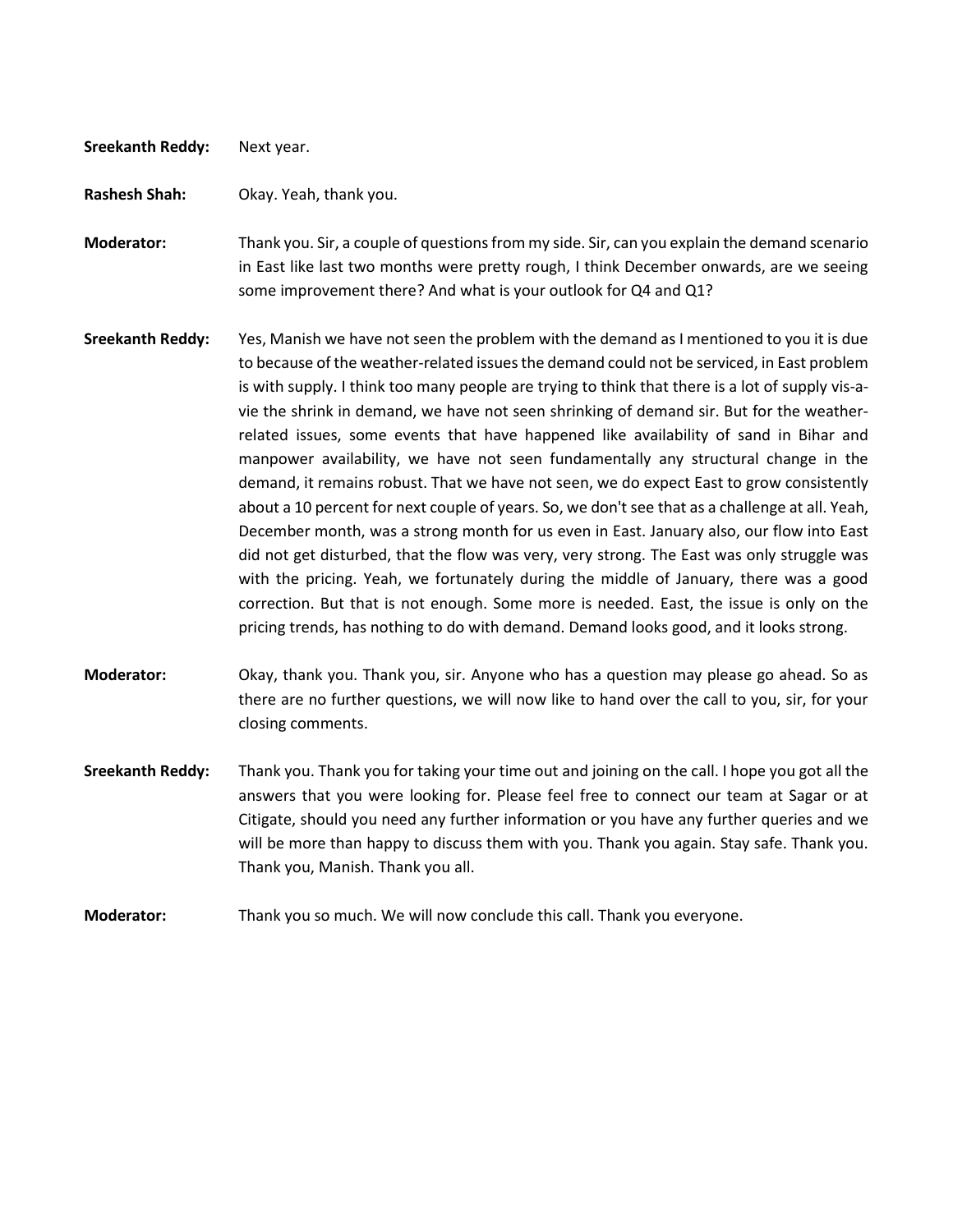**Sreekanth Reddy:** Next year.

**Rashesh Shah:** Okay. Yeah, thank you.

**Moderator:** Thank you. Sir, a couple of questions from my side. Sir, can you explain the demand scenario in East like last two months were pretty rough, I think December onwards, are we seeing some improvement there? And what is your outlook for Q4 and Q1?

**Sreekanth Reddy:** Yes, Manish we have not seen the problem with the demand as I mentioned to you it is due to because of the weather-related issues the demand could not be serviced, in East problem is with supply. I think too many people are trying to think that there is a lot of supply vis-a-vie the shrink in demand, we have not seen shrinking of demand sir. But for the weather-related issues, some events that have happened like availability of sand in Bihar and manpower availability, we have not seen fundamentally any structural change in the demand, it remains robust. That we have not seen, we do expect East to grow consistently about a 10 percent for next couple of years. So, we don't see that as a challenge at all. Yeah, December month, was a strong month for us even in East. January also, our flow into East did not get disturbed, that the flow was very, very strong. The East was only struggle was with the pricing. Yeah, we fortunately during the middle of January, there was a good correction. But that is not enough. Some more is needed. East, the issue is only on the pricing trends, has nothing to do with demand. Demand looks good, and it looks strong.

**Moderator:** Okay, thank you. Thank you, sir. Anyone who has a question may please go ahead. So as there are no further questions, we will now like to hand over the call to you, sir, for your closing comments.

**Sreekanth Reddy:** Thank you. Thank you for taking your time out and joining on the call. I hope you got all the answers that you were looking for. Please feel free to connect our team at Sagar or at Citigate, should you need any further information or you have any further queries and we will be more than happy to discuss them with you. Thank you again. Stay safe. Thank you. Thank you, Manish. Thank you all.

**Moderator:** Thank you so much. We will now conclude this call. Thank you everyone.